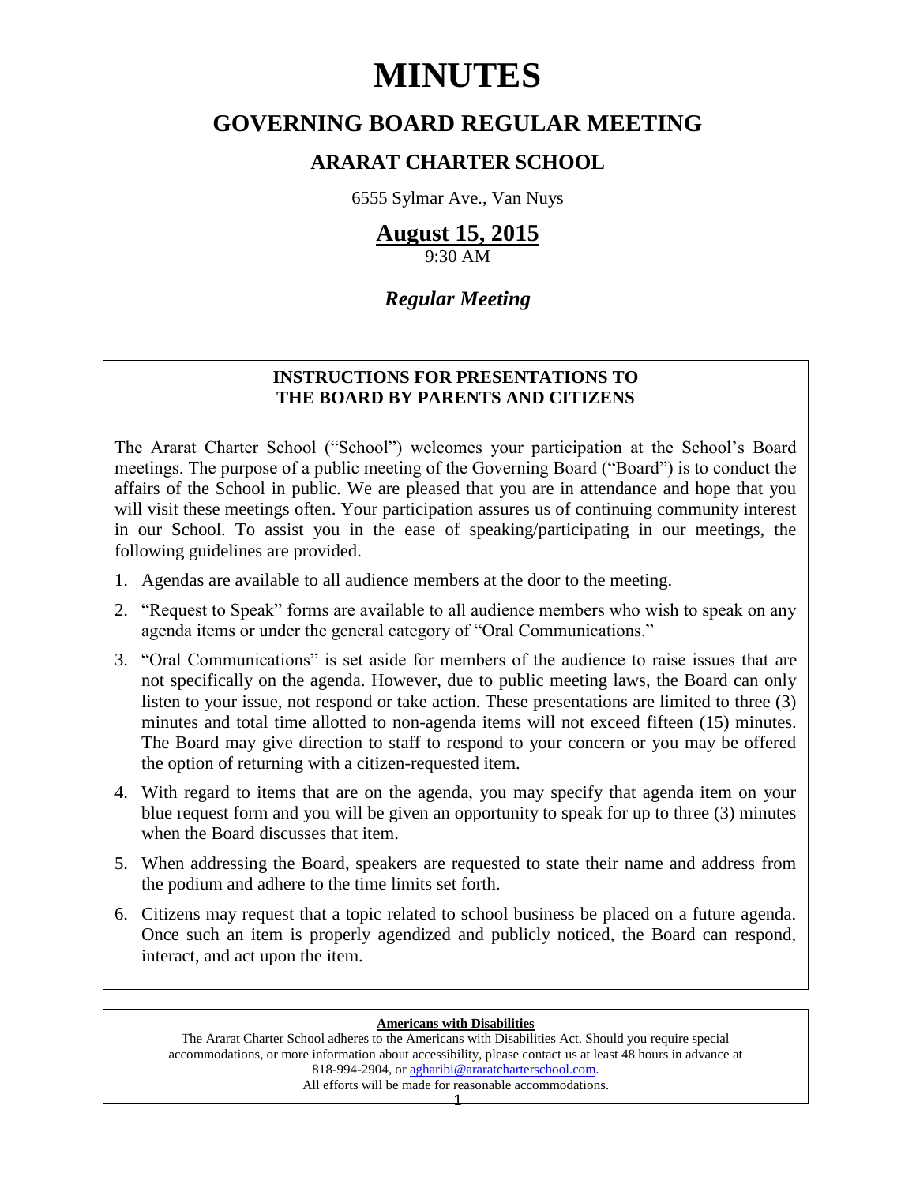# MINUTES

## GOVERNING BOARD REGULAR MEETING

### ARARAT CHARTER SCHOOL

6555 Sylmar Ave., Van Nuys

**August 15, 2015**

9:30 AM

***Regular Meeting***

**INSTRUCTIONS FOR PRESENTATIONS TO THE BOARD BY PARENTS AND CITIZENS**

The Ararat Charter School ("School") welcomes your participation at the School's Board meetings. The purpose of a public meeting of the Governing Board ("Board") is to conduct the affairs of the School in public. We are pleased that you are in attendance and hope that you will visit these meetings often. Your participation assures us of continuing community interest in our School. To assist you in the ease of speaking/participating in our meetings, the following guidelines are provided.

1. Agendas are available to all audience members at the door to the meeting.
2. "Request to Speak" forms are available to all audience members who wish to speak on any agenda items or under the general category of "Oral Communications."
3. "Oral Communications" is set aside for members of the audience to raise issues that are not specifically on the agenda. However, due to public meeting laws, the Board can only listen to your issue, not respond or take action. These presentations are limited to three (3) minutes and total time allotted to non-agenda items will not exceed fifteen (15) minutes. The Board may give direction to staff to respond to your concern or you may be offered the option of returning with a citizen-requested item.
4. With regard to items that are on the agenda, you may specify that agenda item on your blue request form and you will be given an opportunity to speak for up to three (3) minutes when the Board discusses that item.
5. When addressing the Board, speakers are requested to state their name and address from the podium and adhere to the time limits set forth.
6. Citizens may request that a topic related to school business be placed on a future agenda. Once such an item is properly agendized and publicly noticed, the Board can respond, interact, and act upon the item.

**Americans with Disabilities**

The Ararat Charter School adheres to the Americans with Disabilities Act. Should you require special accommodations, or more information about accessibility, please contact us at least 48 hours in advance at 818-994-2904, or agharibi@araratcharterschool.com.
All efforts will be made for reasonable accommodations.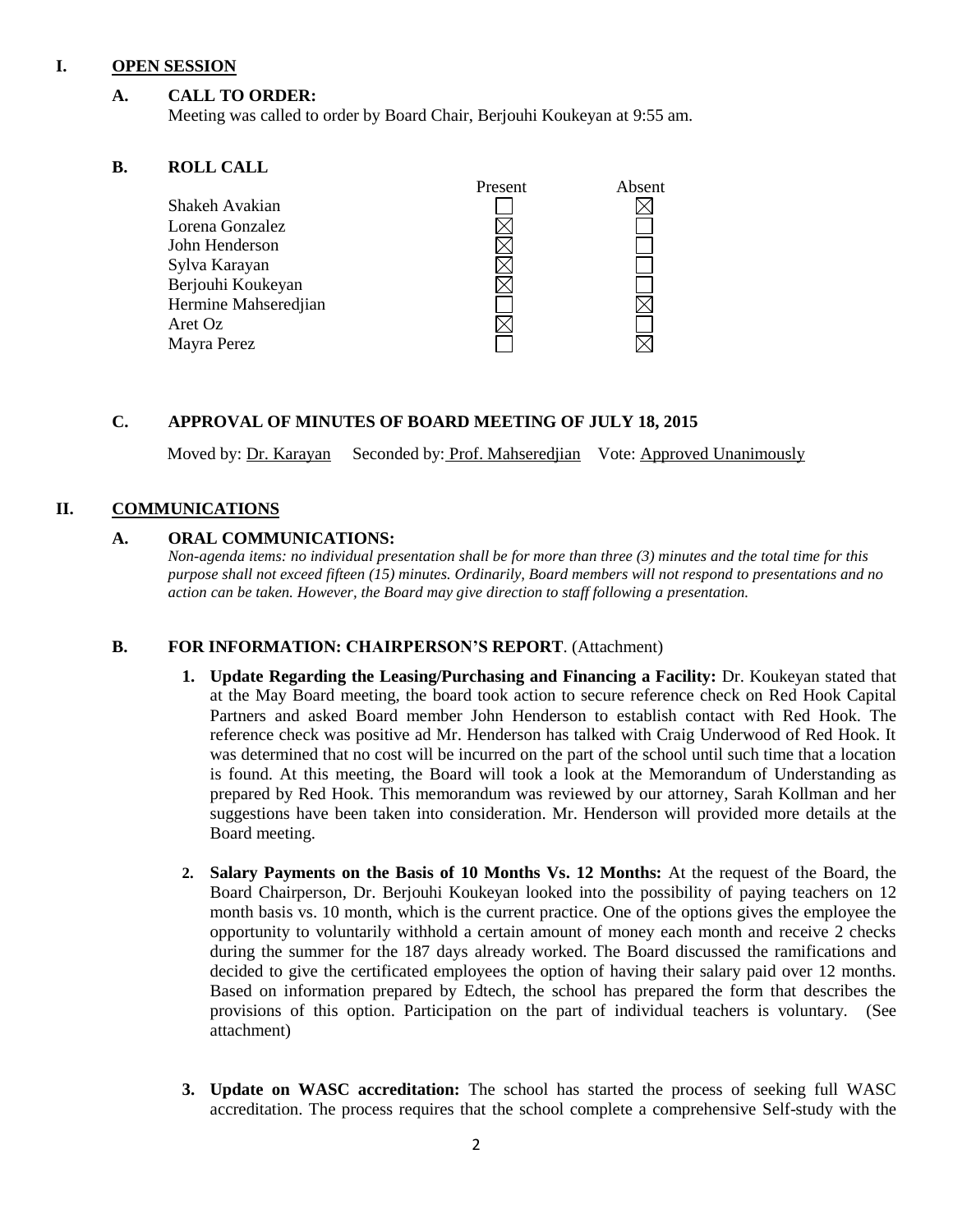## I. OPEN SESSION

### A. CALL TO ORDER:

Meeting was called to order by Board Chair, Berjouhi Koukeyan at 9:55 am.

### B. ROLL CALL

| | Present | Absent |
|---|---|---|
| Shakeh Avakian | ☐ | ☒ |
| Lorena Gonzalez | ☒ | ☐ |
| John Henderson | ☒ | ☐ |
| Sylva Karayan | ☒ | ☐ |
| Berjouhi Koukeyan | ☒ | ☐ |
| Hermine Mahseredjian | ☐ | ☒ |
| Aret Oz | ☒ | ☐ |
| Mayra Perez | ☐ | ☒ |

### C. APPROVAL OF MINUTES OF BOARD MEETING OF JULY 18, 2015

Moved by: Dr. Karayan   Seconded by: Prof. Mahseredjian   Vote: Approved Unanimously

## II. COMMUNICATIONS

### A. ORAL COMMUNICATIONS:

*Non-agenda items: no individual presentation shall be for more than three (3) minutes and the total time for this purpose shall not exceed fifteen (15) minutes. Ordinarily, Board members will not respond to presentations and no action can be taken. However, the Board may give direction to staff following a presentation.*

### B. FOR INFORMATION: CHAIRPERSON'S REPORT. (Attachment)

1. **Update Regarding the Leasing/Purchasing and Financing a Facility:** Dr. Koukeyan stated that at the May Board meeting, the board took action to secure reference check on Red Hook Capital Partners and asked Board member John Henderson to establish contact with Red Hook. The reference check was positive ad Mr. Henderson has talked with Craig Underwood of Red Hook. It was determined that no cost will be incurred on the part of the school until such time that a location is found. At this meeting, the Board will took a look at the Memorandum of Understanding as prepared by Red Hook. This memorandum was reviewed by our attorney, Sarah Kollman and her suggestions have been taken into consideration. Mr. Henderson will provided more details at the Board meeting.

2. **Salary Payments on the Basis of 10 Months Vs. 12 Months:** At the request of the Board, the Board Chairperson, Dr. Berjouhi Koukeyan looked into the possibility of paying teachers on 12 month basis vs. 10 month, which is the current practice. One of the options gives the employee the opportunity to voluntarily withhold a certain amount of money each month and receive 2 checks during the summer for the 187 days already worked. The Board discussed the ramifications and decided to give the certificated employees the option of having their salary paid over 12 months. Based on information prepared by Edtech, the school has prepared the form that describes the provisions of this option. Participation on the part of individual teachers is voluntary. (See attachment)

3. **Update on WASC accreditation:** The school has started the process of seeking full WASC accreditation. The process requires that the school complete a comprehensive Self-study with the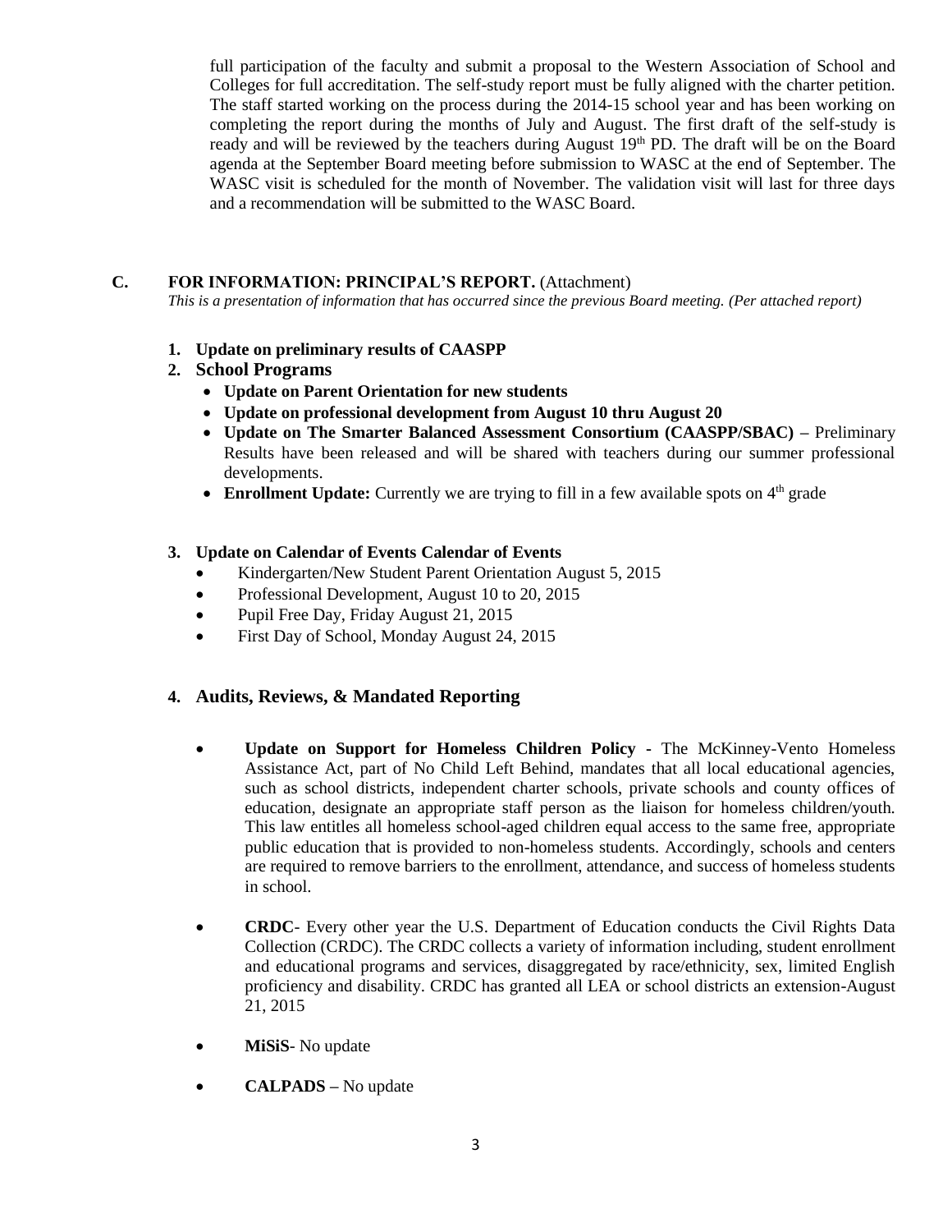full participation of the faculty and submit a proposal to the Western Association of School and Colleges for full accreditation. The self-study report must be fully aligned with the charter petition. The staff started working on the process during the 2014-15 school year and has been working on completing the report during the months of July and August. The first draft of the self-study is ready and will be reviewed by the teachers during August 19th PD. The draft will be on the Board agenda at the September Board meeting before submission to WASC at the end of September. The WASC visit is scheduled for the month of November. The validation visit will last for three days and a recommendation will be submitted to the WASC Board.

### C. FOR INFORMATION: PRINCIPAL'S REPORT. (Attachment)

*This is a presentation of information that has occurred since the previous Board meeting. (Per attached report)*

1. **Update on preliminary results of CAASPP**
2. **School Programs**
   - **Update on Parent Orientation for new students**
   - **Update on professional development from August 10 thru August 20**
   - **Update on The Smarter Balanced Assessment Consortium (CAASPP/SBAC) –** Preliminary Results have been released and will be shared with teachers during our summer professional developments.
   - **Enrollment Update:** Currently we are trying to fill in a few available spots on 4th grade

3. **Update on Calendar of Events Calendar of Events**
   - Kindergarten/New Student Parent Orientation August 5, 2015
   - Professional Development, August 10 to 20, 2015
   - Pupil Free Day, Friday August 21, 2015
   - First Day of School, Monday August 24, 2015

4. **Audits, Reviews, & Mandated Reporting**

   - **Update on Support for Homeless Children Policy -** The McKinney-Vento Homeless Assistance Act, part of No Child Left Behind, mandates that all local educational agencies, such as school districts, independent charter schools, private schools and county offices of education, designate an appropriate staff person as the liaison for homeless children/youth. This law entitles all homeless school-aged children equal access to the same free, appropriate public education that is provided to non-homeless students. Accordingly, schools and centers are required to remove barriers to the enrollment, attendance, and success of homeless students in school.

   - **CRDC**- Every other year the U.S. Department of Education conducts the Civil Rights Data Collection (CRDC). The CRDC collects a variety of information including, student enrollment and educational programs and services, disaggregated by race/ethnicity, sex, limited English proficiency and disability. CRDC has granted all LEA or school districts an extension-August 21, 2015

   - **MiSiS**- No update

   - **CALPADS –** No update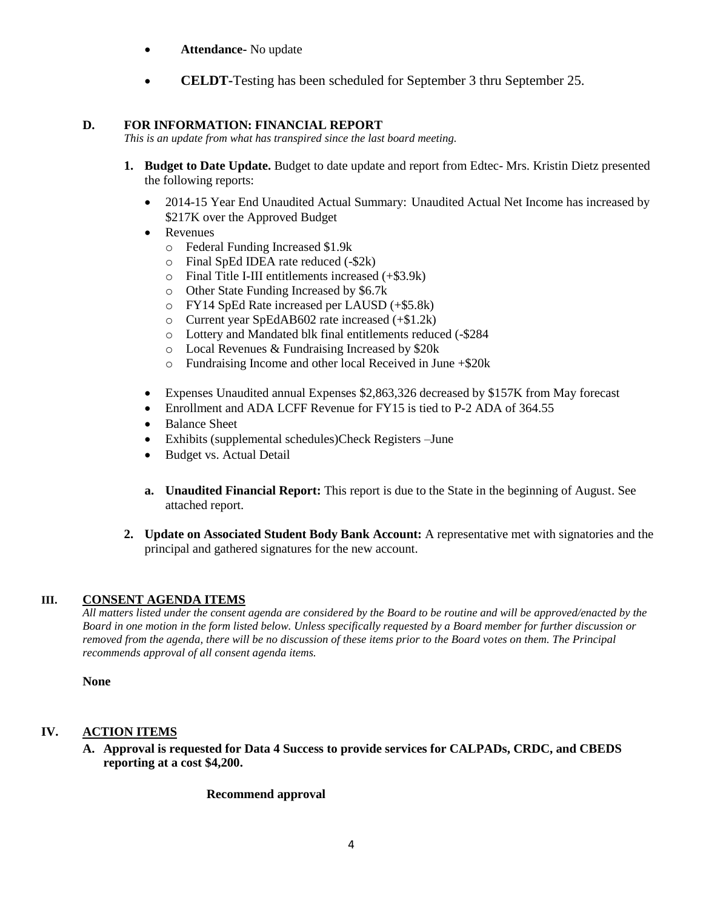- **Attendance**- No update
- **CELDT**-Testing has been scheduled for September 3 thru September 25.

**D. FOR INFORMATION: FINANCIAL REPORT**

*This is an update from what has transpired since the last board meeting.*

1. **Budget to Date Update.** Budget to date update and report from Edtec- Mrs. Kristin Dietz presented the following reports:
   - 2014-15 Year End Unaudited Actual Summary: Unaudited Actual Net Income has increased by $217K over the Approved Budget
   - Revenues
     - Federal Funding Increased $1.9k
     - Final SpEd IDEA rate reduced (-$2k)
     - Final Title I-III entitlements increased (+$3.9k)
     - Other State Funding Increased by $6.7k
     - FY14 SpEd Rate increased per LAUSD (+$5.8k)
     - Current year SpEdAB602 rate increased (+$1.2k)
     - Lottery and Mandated blk final entitlements reduced (-$284
     - Local Revenues & Fundraising Increased by $20k
     - Fundraising Income and other local Received in June +$20k
   - Expenses Unaudited annual Expenses $2,863,326 decreased by $157K from May forecast
   - Enrollment and ADA LCFF Revenue for FY15 is tied to P-2 ADA of 364.55
   - Balance Sheet
   - Exhibits (supplemental schedules)Check Registers –June
   - Budget vs. Actual Detail

   a. **Unaudited Financial Report:** This report is due to the State in the beginning of August. See attached report.

2. **Update on Associated Student Body Bank Account:** A representative met with signatories and the principal and gathered signatures for the new account.

## III. CONSENT AGENDA ITEMS

*All matters listed under the consent agenda are considered by the Board to be routine and will be approved/enacted by the Board in one motion in the form listed below. Unless specifically requested by a Board member for further discussion or removed from the agenda, there will be no discussion of these items prior to the Board votes on them. The Principal recommends approval of all consent agenda items.*

**None**

## IV. ACTION ITEMS

**A. Approval is requested for Data 4 Success to provide services for CALPADs, CRDC, and CBEDS reporting at a cost $4,200.**

**Recommend approval**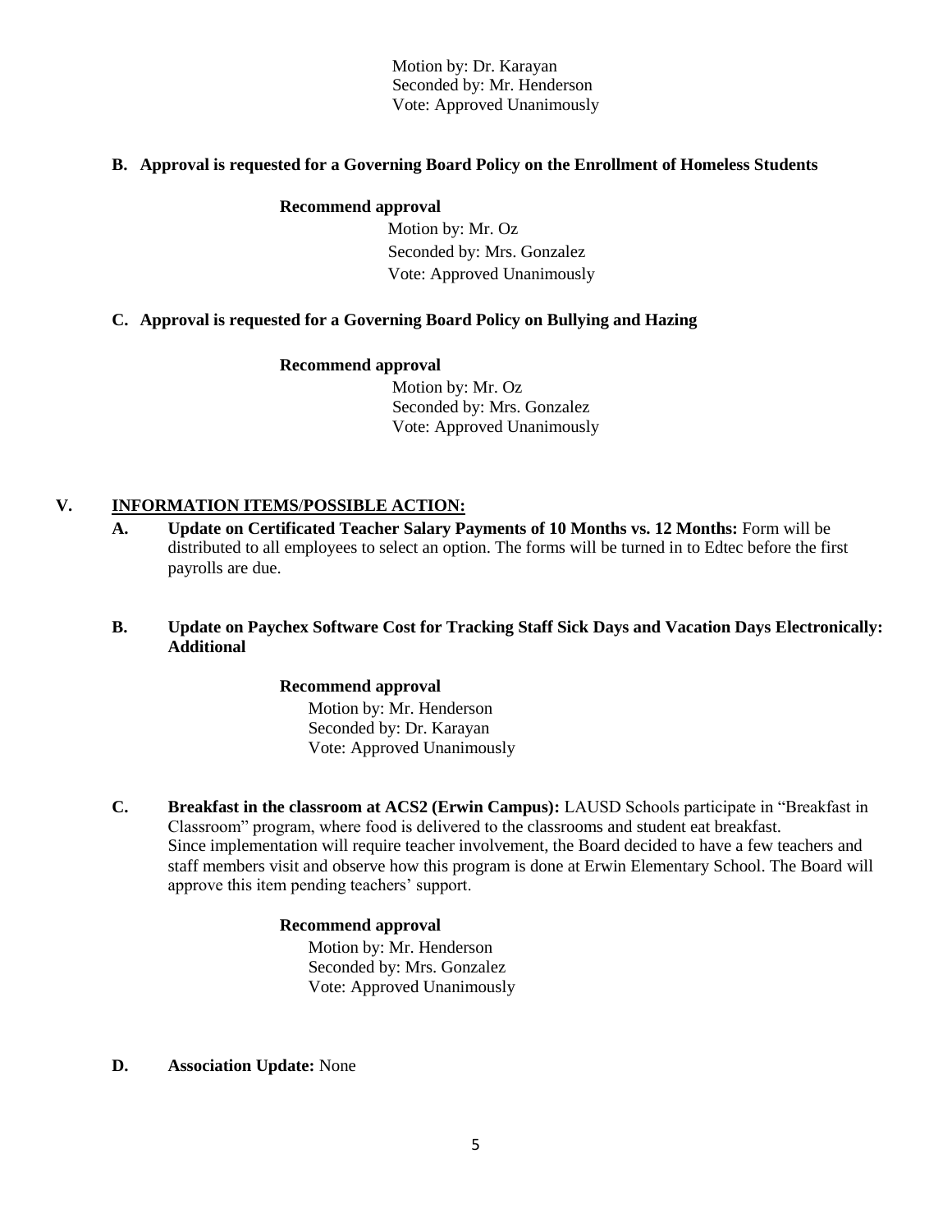Motion by: Dr. Karayan
Seconded by: Mr. Henderson
Vote: Approved Unanimously

**B. Approval is requested for a Governing Board Policy on the Enrollment of Homeless Students**

**Recommend approval**

Motion by: Mr. Oz
Seconded by: Mrs. Gonzalez
Vote: Approved Unanimously

**C. Approval is requested for a Governing Board Policy on Bullying and Hazing**

**Recommend approval**

Motion by: Mr. Oz
Seconded by: Mrs. Gonzalez
Vote: Approved Unanimously

## V. INFORMATION ITEMS/POSSIBLE ACTION:

**A. Update on Certificated Teacher Salary Payments of 10 Months vs. 12 Months:** Form will be distributed to all employees to select an option. The forms will be turned in to Edtec before the first payrolls are due.

**B. Update on Paychex Software Cost for Tracking Staff Sick Days and Vacation Days Electronically: Additional**

**Recommend approval**

Motion by: Mr. Henderson
Seconded by: Dr. Karayan
Vote: Approved Unanimously

**C. Breakfast in the classroom at ACS2 (Erwin Campus):** LAUSD Schools participate in "Breakfast in Classroom" program, where food is delivered to the classrooms and student eat breakfast. Since implementation will require teacher involvement, the Board decided to have a few teachers and staff members visit and observe how this program is done at Erwin Elementary School. The Board will approve this item pending teachers' support.

**Recommend approval**

Motion by: Mr. Henderson
Seconded by: Mrs. Gonzalez
Vote: Approved Unanimously

**D. Association Update:** None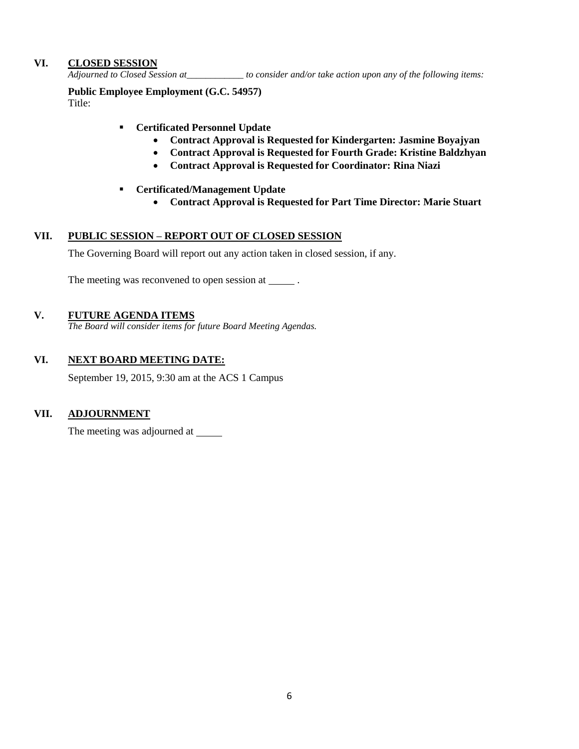## VI. <u>CLOSED SESSION</u>

*Adjourned to Closed Session at____________ to consider and/or take action upon any of the following items:*

**Public Employee Employment (G.C. 54957)**
Title:

- **Certificated Personnel Update**
  - **Contract Approval is Requested for Kindergarten: Jasmine Boyajyan**
  - **Contract Approval is Requested for Fourth Grade: Kristine Baldzhyan**
  - **Contract Approval is Requested for Coordinator: Rina Niazi**
- **Certificated/Management Update**
  - **Contract Approval is Requested for Part Time Director: Marie Stuart**

## VII. <u>PUBLIC SESSION – REPORT OUT OF CLOSED SESSION</u>

The Governing Board will report out any action taken in closed session, if any.

The meeting was reconvened to open session at _____ .

## V. <u>FUTURE AGENDA ITEMS</u>

*The Board will consider items for future Board Meeting Agendas.*

## VI. <u>NEXT BOARD MEETING DATE:</u>

September 19, 2015, 9:30 am at the ACS 1 Campus

## VII. <u>ADJOURNMENT</u>

The meeting was adjourned at _____